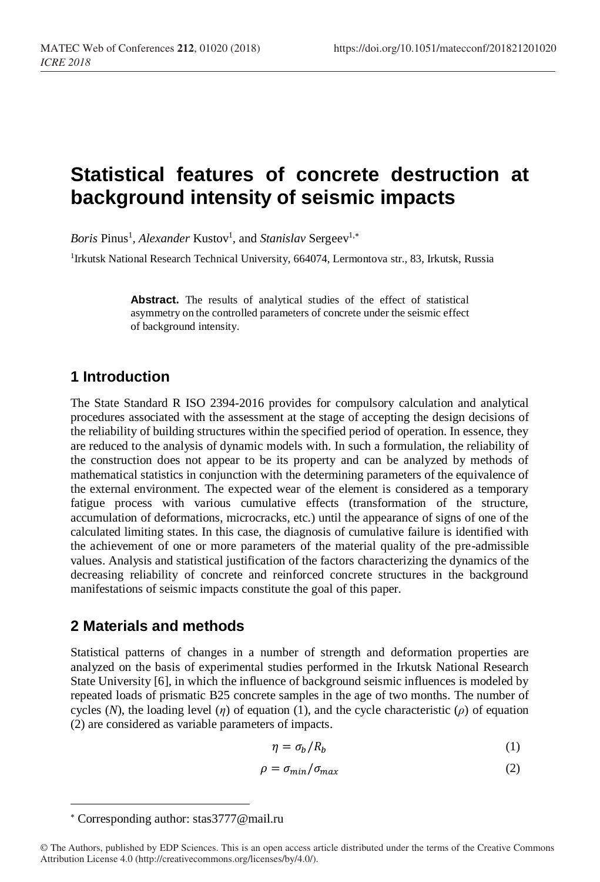# Statistical features of concrete destruction at background intensity of seismic impacts

*Boris* Pinus[1], *Alexander* Kustov[1], and *Stanislav* Sergeev[1,*]

[1]Irkutsk National Research Technical University, 664074, Lermontova str., 83, Irkutsk, Russia

**Abstract.** The results of analytical studies of the effect of statistical asymmetry on the controlled parameters of concrete under the seismic effect of background intensity.

## 1 Introduction

The State Standard R ISO 2394-2016 provides for compulsory calculation and analytical procedures associated with the assessment at the stage of accepting the design decisions of the reliability of building structures within the specified period of operation. In essence, they are reduced to the analysis of dynamic models with. In such a formulation, the reliability of the construction does not appear to be its property and can be analyzed by methods of mathematical statistics in conjunction with the determining parameters of the equivalence of the external environment. The expected wear of the element is considered as a temporary fatigue process with various cumulative effects (transformation of the structure, accumulation of deformations, microcracks, etc.) until the appearance of signs of one of the calculated limiting states. In this case, the diagnosis of cumulative failure is identified with the achievement of one or more parameters of the material quality of the pre-admissible values. Analysis and statistical justification of the factors characterizing the dynamics of the decreasing reliability of concrete and reinforced concrete structures in the background manifestations of seismic impacts constitute the goal of this paper.

## 2 Materials and methods

Statistical patterns of changes in a number of strength and deformation properties are analyzed on the basis of experimental studies performed in the Irkutsk National Research State University [6], in which the influence of background seismic influences is modeled by repeated loads of prismatic B25 concrete samples in the age of two months. The number of cycles (*N*), the loading level ($\eta$) of equation (1), and the cycle characteristic ($\rho$) of equation (2) are considered as variable parameters of impacts.

$$\eta = \sigma_b / R_b \tag{1}$$

$$\rho = \sigma_{min} / \sigma_{max} \tag{2}$$

[*] Corresponding author: stas3777@mail.ru

© The Authors, published by EDP Sciences. This is an open access article distributed under the terms of the Creative Commons Attribution License 4.0 (http://creativecommons.org/licenses/by/4.0/).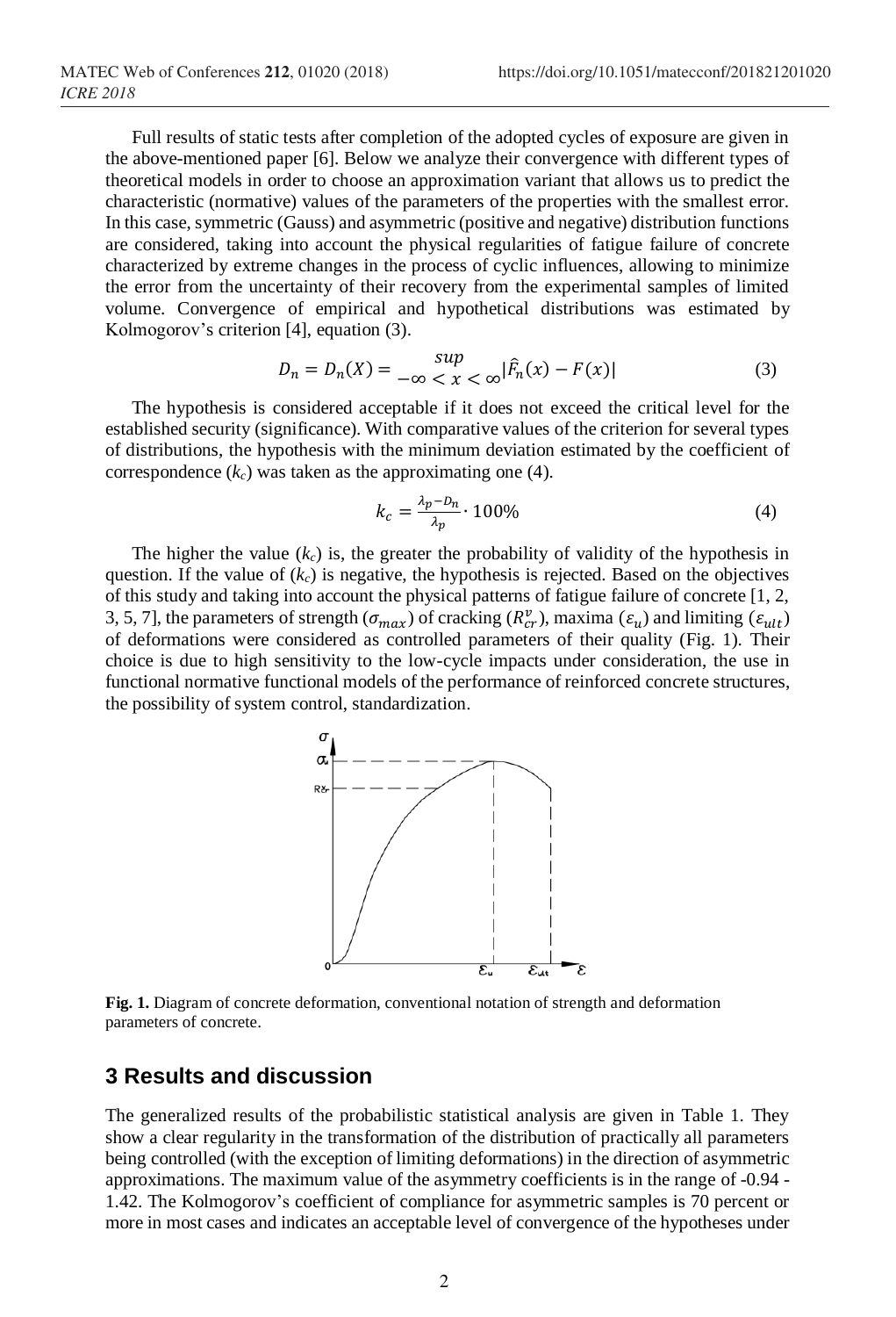Full results of static tests after completion of the adopted cycles of exposure are given in the above-mentioned paper [6]. Below we analyze their convergence with different types of theoretical models in order to choose an approximation variant that allows us to predict the characteristic (normative) values of the parameters of the properties with the smallest error. In this case, symmetric (Gauss) and asymmetric (positive and negative) distribution functions are considered, taking into account the physical regularities of fatigue failure of concrete characterized by extreme changes in the process of cyclic influences, allowing to minimize the error from the uncertainty of their recovery from the experimental samples of limited volume. Convergence of empirical and hypothetical distributions was estimated by Kolmogorov's criterion [4], equation (3).

$$D_n = D_n(X) = \sup_{-\infty < x < \infty} |\hat{F}_n(x) - F(x)| \tag{3}$$

The hypothesis is considered acceptable if it does not exceed the critical level for the established security (significance). With comparative values of the criterion for several types of distributions, the hypothesis with the minimum deviation estimated by the coefficient of correspondence ($k_c$) was taken as the approximating one (4).

$$k_c = \frac{\lambda_p - D_n}{\lambda_p} \cdot 100\% \tag{4}$$

The higher the value ($k_c$) is, the greater the probability of validity of the hypothesis in question. If the value of ($k_c$) is negative, the hypothesis is rejected. Based on the objectives of this study and taking into account the physical patterns of fatigue failure of concrete [1, 2, 3, 5, 7], the parameters of strength ($\sigma_{max}$) of cracking ($R_{cr}^{v}$), maxima ($\varepsilon_u$) and limiting ($\varepsilon_{ult}$) of deformations were considered as controlled parameters of their quality (Fig. 1). Their choice is due to high sensitivity to the low-cycle impacts under consideration, the use in functional normative functional models of the performance of reinforced concrete structures, the possibility of system control, standardization.

**Fig. 1.** Diagram of concrete deformation, conventional notation of strength and deformation parameters of concrete.

## 3 Results and discussion

The generalized results of the probabilistic statistical analysis are given in Table 1. They show a clear regularity in the transformation of the distribution of practically all parameters being controlled (with the exception of limiting deformations) in the direction of asymmetric approximations. The maximum value of the asymmetry coefficients is in the range of -0.94 - 1.42. The Kolmogorov's coefficient of compliance for asymmetric samples is 70 percent or more in most cases and indicates an acceptable level of convergence of the hypotheses under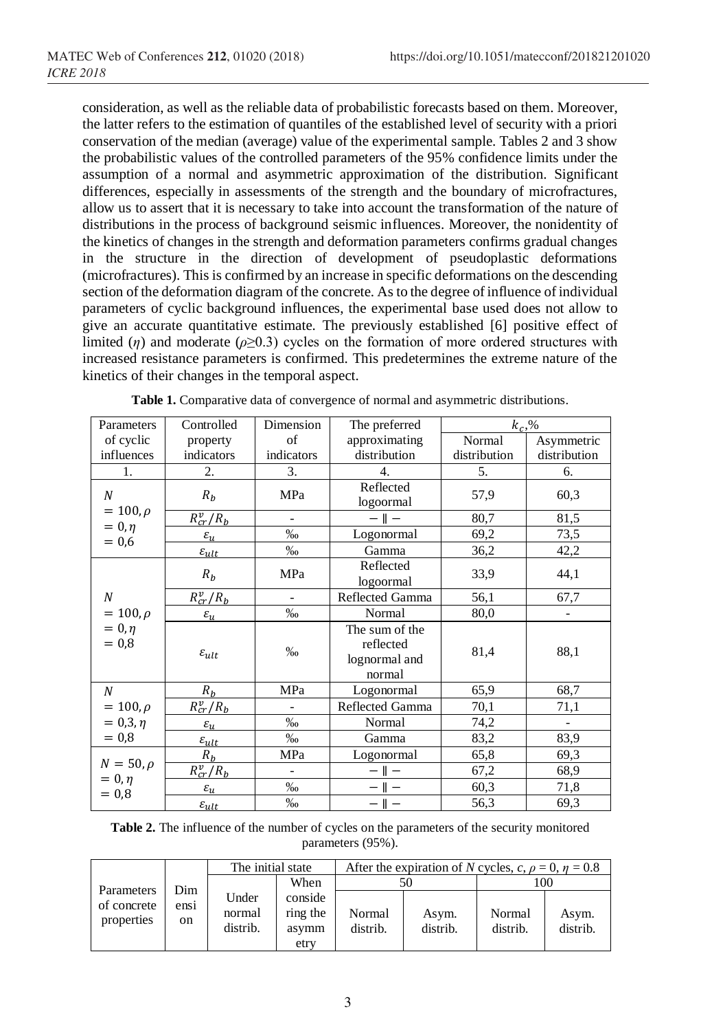consideration, as well as the reliable data of probabilistic forecasts based on them. Moreover, the latter refers to the estimation of quantiles of the established level of security with a priori conservation of the median (average) value of the experimental sample. Tables 2 and 3 show the probabilistic values of the controlled parameters of the 95% confidence limits under the assumption of a normal and asymmetric approximation of the distribution. Significant differences, especially in assessments of the strength and the boundary of microfractures, allow us to assert that it is necessary to take into account the transformation of the nature of distributions in the process of background seismic influences. Moreover, the nonidentity of the kinetics of changes in the strength and deformation parameters confirms gradual changes in the structure in the direction of development of pseudoplastic deformations (microfractures). This is confirmed by an increase in specific deformations on the descending section of the deformation diagram of the concrete. As to the degree of influence of individual parameters of cyclic background influences, the experimental base used does not allow to give an accurate quantitative estimate. The previously established [6] positive effect of limited ($\eta$) and moderate ($\rho \geq 0.3$) cycles on the formation of more ordered structures with increased resistance parameters is confirmed. This predetermines the extreme nature of the kinetics of their changes in the temporal aspect.

**Table 1.** Comparative data of convergence of normal and asymmetric distributions.

| Parameters of cyclic influences | Controlled property indicators | Dimension of indicators | The preferred approximating distribution | $k_c$,% | |
|---|---|---|---|---|---|
| | | | | Normal distribution | Asymmetric distribution |
| 1. | 2. | 3. | 4. | 5. | 6. |
| $N = 100, \rho = 0, \eta = 0{,}6$ | $R_b$ | MPa | Reflected logoormal | 57,9 | 60,3 |
| | $R_{cr}^v/R_b$ | - | – ‖ – | 80,7 | 81,5 |
| | $\varepsilon_u$ | ‰ | Logonormal | 69,2 | 73,5 |
| | $\varepsilon_{ult}$ | ‰ | Gamma | 36,2 | 42,2 |
| $N = 100, \rho = 0, \eta = 0{,}8$ | $R_b$ | MPa | Reflected logoormal | 33,9 | 44,1 |
| | $R_{cr}^v/R_b$ | - | Reflected Gamma | 56,1 | 67,7 |
| | $\varepsilon_u$ | ‰ | Normal | 80,0 | - |
| | $\varepsilon_{ult}$ | ‰ | The sum of the reflected lognormal and normal | 81,4 | 88,1 |
| $N = 100, \rho = 0{,}3, \eta = 0{,}8$ | $R_b$ | MPa | Logonormal | 65,9 | 68,7 |
| | $R_{cr}^v/R_b$ | - | Reflected Gamma | 70,1 | 71,1 |
| | $\varepsilon_u$ | ‰ | Normal | 74,2 | - |
| | $\varepsilon_{ult}$ | ‰ | Gamma | 83,2 | 83,9 |
| $N = 50, \rho = 0, \eta = 0{,}8$ | $R_b$ | MPa | Logonormal | 65,8 | 69,3 |
| | $R_{cr}^v/R_b$ | - | – ‖ – | 67,2 | 68,9 |
| | $\varepsilon_u$ | ‰ | – ‖ – | 60,3 | 71,8 |
| | $\varepsilon_{ult}$ | ‰ | – ‖ – | 56,3 | 69,3 |

**Table 2.** The influence of the number of cycles on the parameters of the security monitored parameters (95%).

| Parameters of concrete properties | Dimension | The initial state | | After the expiration of $N$ cycles, $c$, $\rho = 0$, $\eta = 0.8$ | | | |
|---|---|---|---|---|---|---|---|
| | | | | 50 | | 100 | |
| | | Under normal distrib. | When considering the asymmetry | Normal distrib. | Asym. distrib. | Normal distrib. | Asym. distrib. |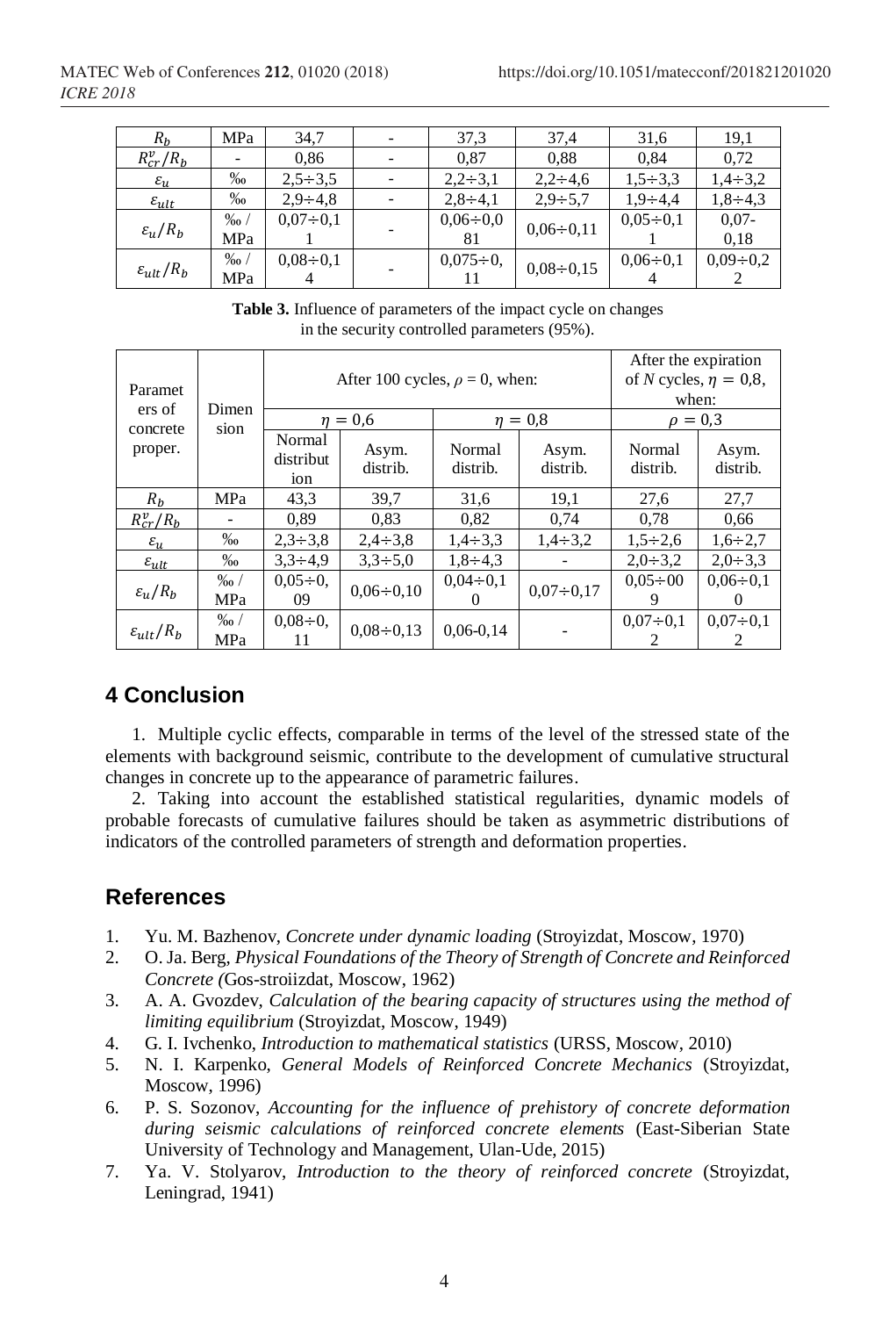| | | | | | | | |
|---|---|---|---|---|---|---|---|
| $R_b$ | MPa | 34,7 | - | 37,3 | 37,4 | 31,6 | 19,1 |
| $R^v_{cr}/R_b$ | - | 0,86 | - | 0,87 | 0,88 | 0,84 | 0,72 |
| $\varepsilon_u$ | ‰ | 2,5÷3,5 | - | 2,2÷3,1 | 2,2÷4,6 | 1,5÷3,3 | 1,4÷3,2 |
| $\varepsilon_{ult}$ | ‰ | 2,9÷4,8 | - | 2,8÷4,1 | 2,9÷5,7 | 1,9÷4,4 | 1,8÷4,3 |
| $\varepsilon_u/R_b$ | ‰ / MPa | 0,07÷0,11 | - | 0,06÷0,081 | 0,06÷0,11 | 0,05÷0,11 | 0,07-0,18 |
| $\varepsilon_{ult}/R_b$ | ‰ / MPa | 0,08÷0,14 | - | 0,075÷0,11 | 0,08÷0,15 | 0,06÷0,14 | 0,09÷0,22 |

**Table 3.** Influence of parameters of the impact cycle on changes in the security controlled parameters (95%).

| Parameters of concrete proper. | Dimension | After 100 cycles, $\rho = 0$, when: | | | | After the expiration of $N$ cycles, $\eta = 0{,}8$, when: | |
|---|---|---|---|---|---|---|---|
| | | $\eta = 0{,}6$ | | $\eta = 0{,}8$ | | $\rho = 0{,}3$ | |
| | | Normal distribution | Asym. distrib. | Normal distrib. | Asym. distrib. | Normal distrib. | Asym. distrib. |
| $R_b$ | MPa | 43,3 | 39,7 | 31,6 | 19,1 | 27,6 | 27,7 |
| $R^v_{cr}/R_b$ | - | 0,89 | 0,83 | 0,82 | 0,74 | 0,78 | 0,66 |
| $\varepsilon_u$ | ‰ | 2,3÷3,8 | 2,4÷3,8 | 1,4÷3,3 | 1,4÷3,2 | 1,5÷2,6 | 1,6÷2,7 |
| $\varepsilon_{ult}$ | ‰ | 3,3÷4,9 | 3,3÷5,0 | 1,8÷4,3 | - | 2,0÷3,2 | 2,0÷3,3 |
| $\varepsilon_u/R_b$ | ‰ / MPa | 0,05÷0,09 | 0,06÷0,10 | 0,04÷0,10 | 0,07÷0,17 | 0,05÷009 | 0,06÷0,10 |
| $\varepsilon_{ult}/R_b$ | ‰ / MPa | 0,08÷0,11 | 0,08÷0,13 | 0,06-0,14 | - | 0,07÷0,12 | 0,07÷0,12 |

## 4 Conclusion

1. Multiple cyclic effects, comparable in terms of the level of the stressed state of the elements with background seismic, contribute to the development of cumulative structural changes in concrete up to the appearance of parametric failures.

2. Taking into account the established statistical regularities, dynamic models of probable forecasts of cumulative failures should be taken as asymmetric distributions of indicators of the controlled parameters of strength and deformation properties.

## References

1. Yu. M. Bazhenov, *Concrete under dynamic loading* (Stroyizdat, Moscow, 1970)
2. O. Ja. Berg, *Physical Foundations of the Theory of Strength of Concrete and Reinforced Concrete (*Gos-stroiizdat, Moscow, 1962)
3. A. A. Gvozdev, *Calculation of the bearing capacity of structures using the method of limiting equilibrium* (Stroyizdat, Moscow, 1949)
4. G. I. Ivchenko, *Introduction to mathematical statistics* (URSS, Moscow, 2010)
5. N. I. Karpenko, *General Models of Reinforced Concrete Mechanics* (Stroyizdat, Moscow, 1996)
6. P. S. Sozonov, *Accounting for the influence of prehistory of concrete deformation during seismic calculations of reinforced concrete elements* (East-Siberian State University of Technology and Management, Ulan-Ude, 2015)
7. Ya. V. Stolyarov, *Introduction to the theory of reinforced concrete* (Stroyizdat, Leningrad, 1941)